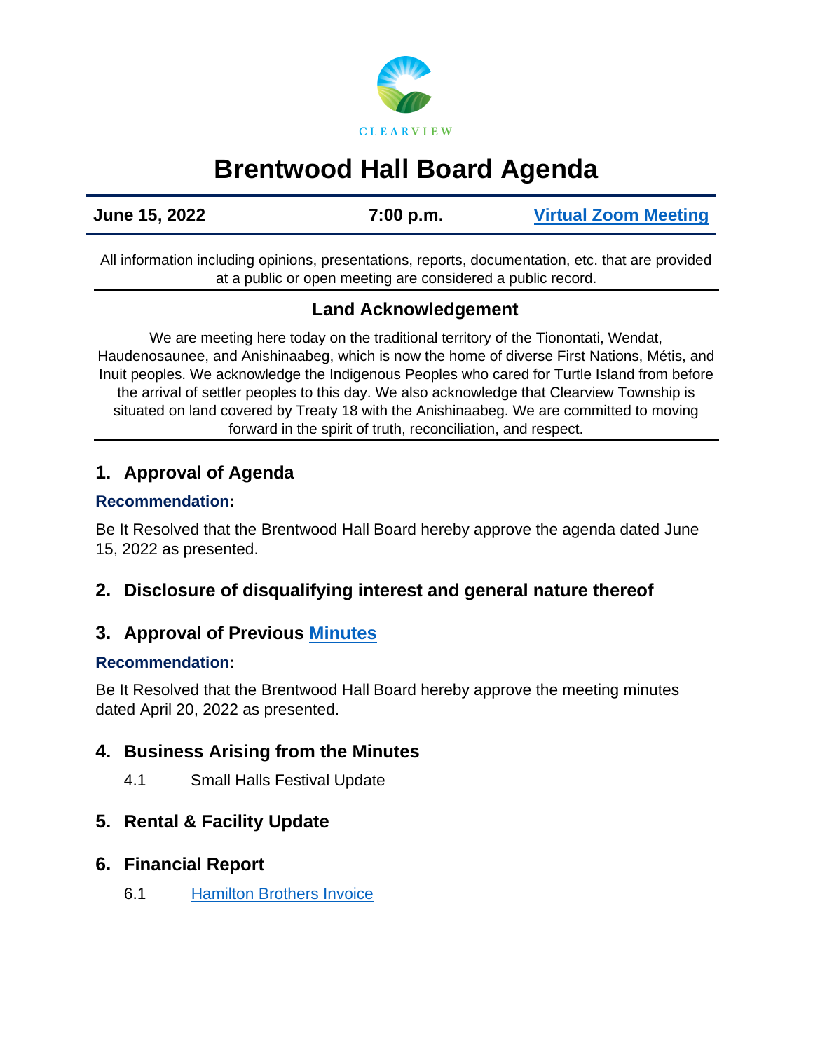CLEARVIEW

# Brentwood Hall Board Agenda

**June 15, 2022** | **7:00 p.m.** | **Virtual Zoom Meeting**

All information including opinions, presentations, reports, documentation, etc. that are provided at a public or open meeting are considered a public record.

### Land Acknowledgement

We are meeting here today on the traditional territory of the Tionontati, Wendat, Haudenosaunee, and Anishinaabeg, which is now the home of diverse First Nations, Métis, and Inuit peoples. We acknowledge the Indigenous Peoples who cared for Turtle Island from before the arrival of settler peoples to this day. We also acknowledge that Clearview Township is situated on land covered by Treaty 18 with the Anishinaabeg. We are committed to moving forward in the spirit of truth, reconciliation, and respect.

## 1. Approval of Agenda

**Recommendation:**

Be It Resolved that the Brentwood Hall Board hereby approve the agenda dated June 15, 2022 as presented.

## 2. Disclosure of disqualifying interest and general nature thereof

## 3. Approval of Previous Minutes

**Recommendation:**

Be It Resolved that the Brentwood Hall Board hereby approve the meeting minutes dated April 20, 2022 as presented.

## 4. Business Arising from the Minutes

4.1 Small Halls Festival Update

## 5. Rental & Facility Update

## 6. Financial Report

6.1 Hamilton Brothers Invoice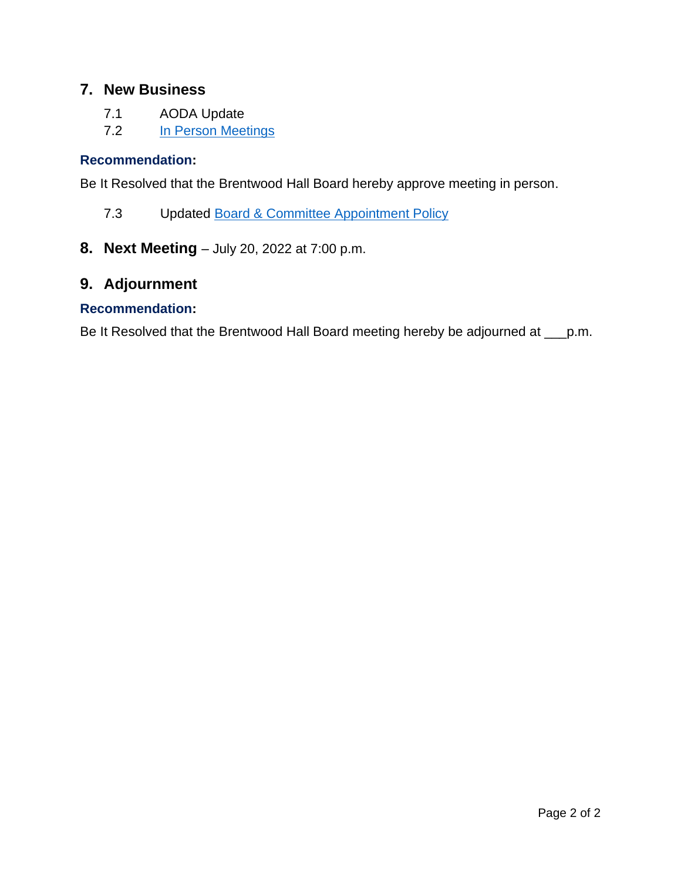## 7. New Business

7.1 AODA Update

7.2 In Person Meetings

**Recommendation:**

Be It Resolved that the Brentwood Hall Board hereby approve meeting in person.

7.3 Updated Board & Committee Appointment Policy

## 8. Next Meeting – July 20, 2022 at 7:00 p.m.

## 9. Adjournment

**Recommendation:**

Be It Resolved that the Brentwood Hall Board meeting hereby be adjourned at ___p.m.